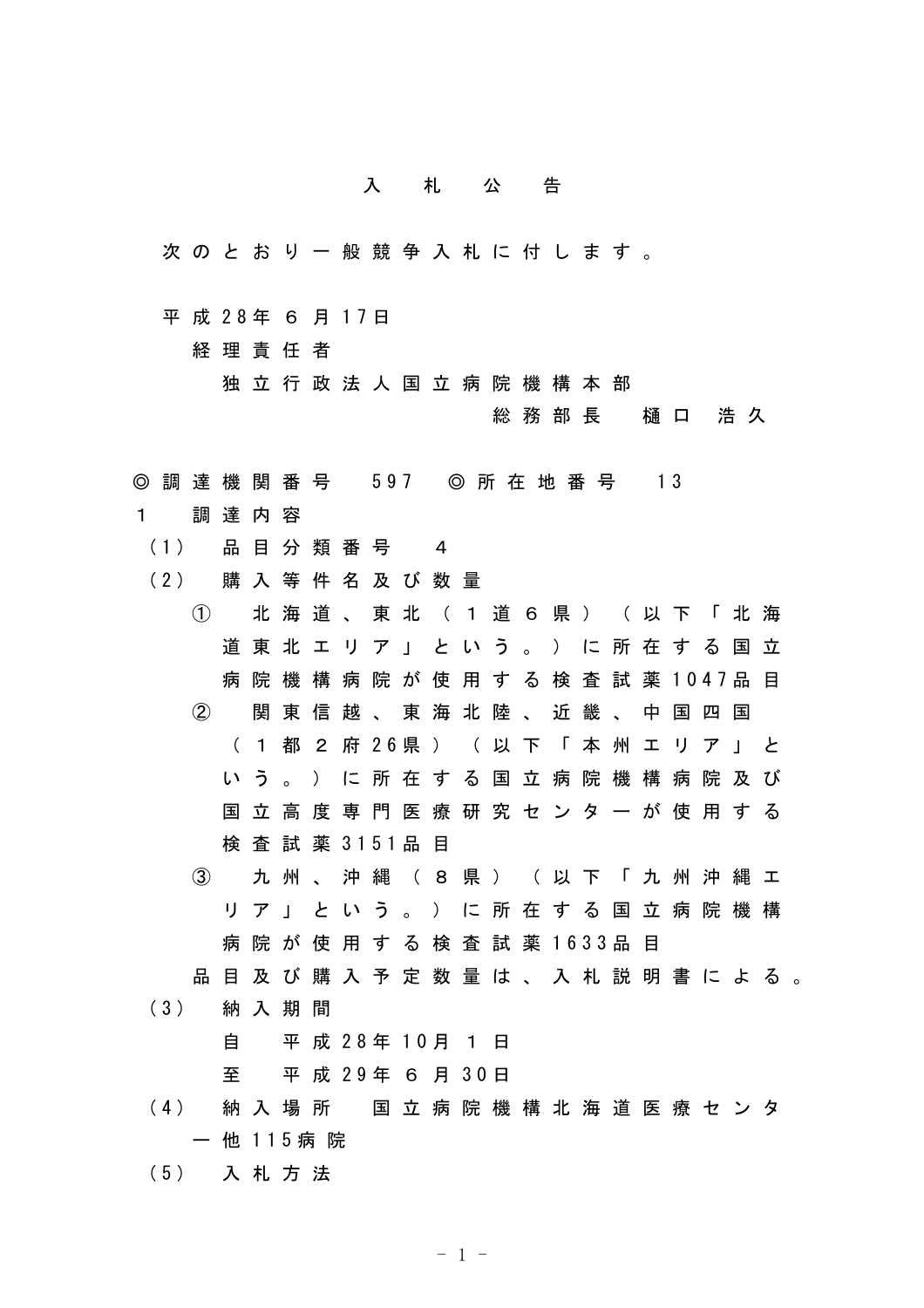# 入　札　公　告

次のとおり一般競争入札に付します。

平成28年６月17日

経理責任者

独立行政法人国立病院機構本部

総務部長　樋口　浩久

◎調達機関番号　597　◎所在地番号　13

1　調達内容

（1）　品目分類番号　４

（2）　購入等件名及び数量

① 北海道、東北（１道６県）（以下「北海道東北エリア」という。）に所在する国立病院機構病院が使用する検査試薬1047品目

② 関東信越、東海北陸、近畿、中国四国（１都２府26県）（以下「本州エリア」という。）に所在する国立病院機構病院及び国立高度専門医療研究センターが使用する検査試薬3151品目

③ 九州、沖縄（８県）（以下「九州沖縄エリア」という。）に所在する国立病院機構病院が使用する検査試薬1633品目

品目及び購入予定数量は、入札説明書による。

（3）　納入期間

自　平成28年10月１日

至　平成29年６月30日

（4）　納入場所　国立病院機構北海道医療センター他115病院

（5）　入札方法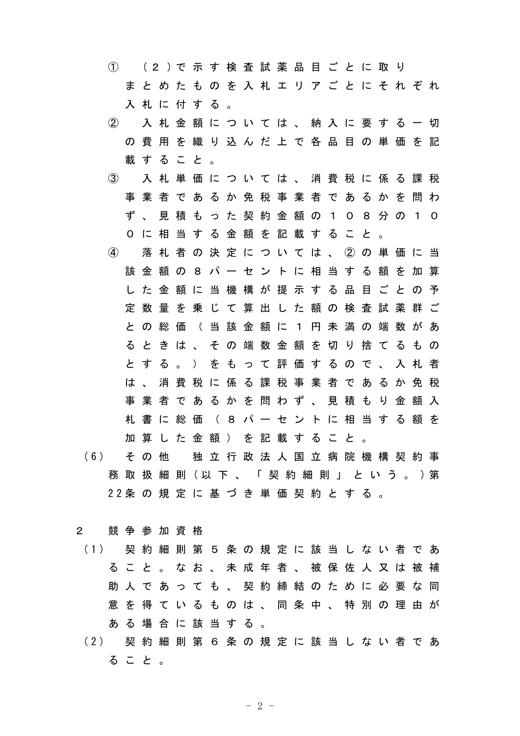①　（２）で示す検査試薬品目ごとに取りまとめたものを入札エリアごとにそれぞれ入札に付する。

②　入札金額については、納入に要する一切の費用を織り込んだ上で各品目の単価を記載すること。

③　入札単価については、消費税に係る課税事業者であるか免税事業者であるかを問わず、見積もった契約金額の１０８分の１００に相当する金額を記載すること。

④　落札者の決定については、②の単価に当該金額の８パーセントに相当する額を加算した金額に当機構が提示する品目ごとの予定数量を乗じて算出した額の検査試薬群ごとの総価（当該金額に１円未満の端数があるときは、その端数金額を切り捨てるものとする。）をもって評価するので、入札者は、消費税に係る課税事業者であるか免税事業者であるかを問わず、見積もり金額入札書に総価（８パーセントに相当する額を加算した金額）を記載すること。

（6）　その他　独立行政法人国立病院機構契約事務取扱細則（以下、「契約細則」という。）第22条の規定に基づき単価契約とする。

2　競争参加資格

（1）　契約細則第５条の規定に該当しない者であること。なお、未成年者、被保佐人又は被補助人であっても、契約締結のために必要な同意を得ているものは、同条中、特別の理由がある場合に該当する。

（2）　契約細則第６条の規定に該当しない者であること。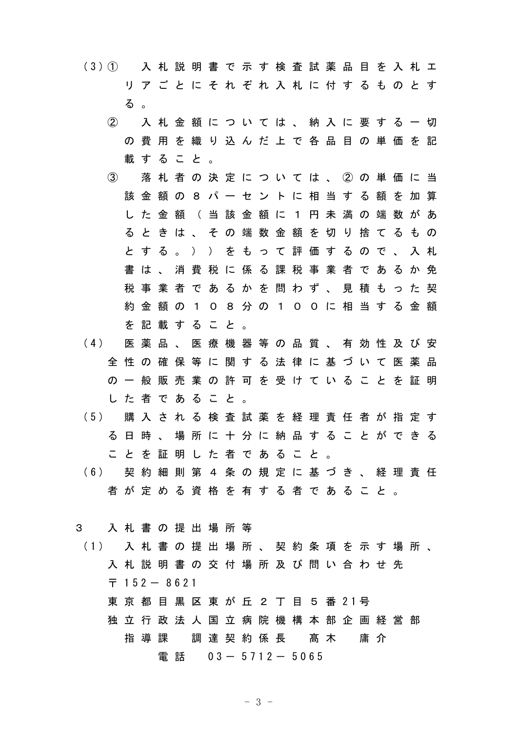（3）① 入札説明書で示す検査試薬品目を入札エリアごとにそれぞれ入札に付するものとする。

② 入札金額については、納入に要する一切の費用を織り込んだ上で各品目の単価を記載すること。

③ 落札者の決定については、②の単価に当該金額の８パーセントに相当する額を加算した金額（当該金額に１円未満の端数があるときは、その端数金額を切り捨てるものとする。））をもって評価するので、入札書は、消費税に係る課税事業者であるか免税事業者であるかを問わず、見積もった契約金額の１０８分の１００に相当する金額を記載すること。

（4） 医薬品、医療機器等の品質、有効性及び安全性の確保等に関する法律に基づいて医薬品の一般販売業の許可を受けていることを証明した者であること。

（5） 購入される検査試薬を経理責任者が指定する日時、場所に十分に納品することができることを証明した者であること。

（6） 契約細則第４条の規定に基づき、経理責任者が定める資格を有する者であること。

３ 入札書の提出場所等

（1） 入札書の提出場所、契約条項を示す場所、入札説明書の交付場所及び問い合わせ先

〒152－8621

東京都目黒区東が丘２丁目５番21号

独立行政法人国立病院機構本部企画経営部

指導課　調達契約係長　髙木　庸介

電話　03－5712－5065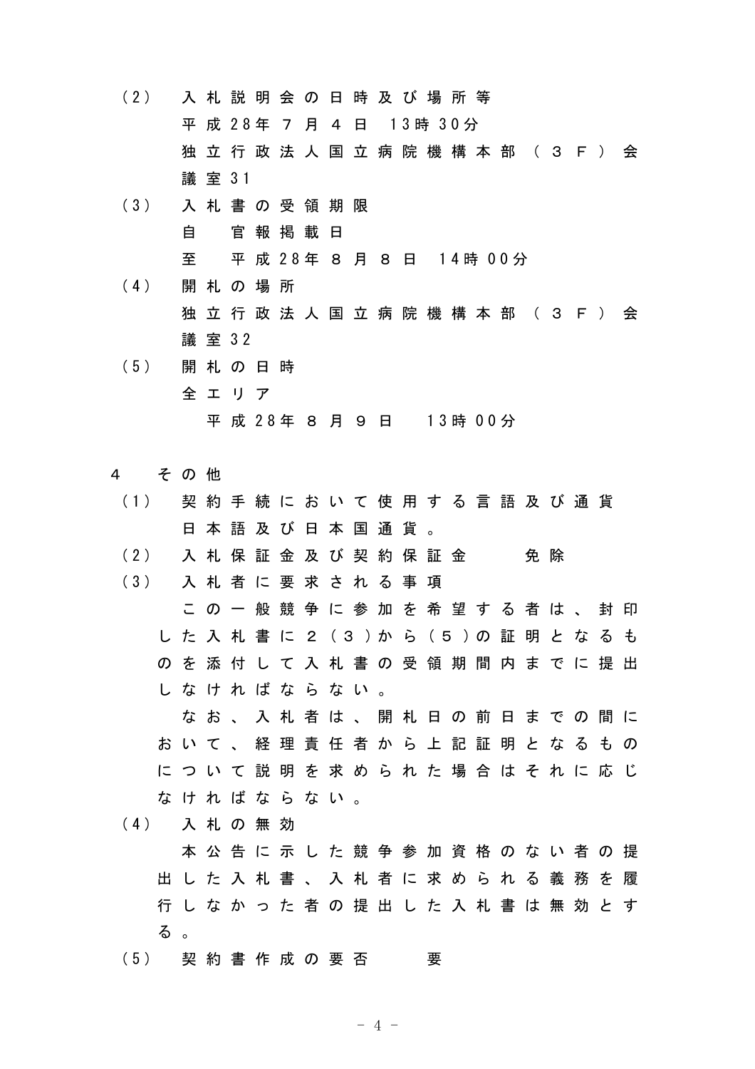（2）　入札説明会の日時及び場所等
　　平成28年７月４日　13時30分
　　独立行政法人国立病院機構本部（３Ｆ）会議室31

（3）　入札書の受領期限
　　自　官報掲載日
　　至　平成28年８月８日　14時00分

（4）　開札の場所
　　独立行政法人国立病院機構本部（３Ｆ）会議室32

（5）　開札の日時
　　全エリア
　　　平成28年８月９日　13時00分

４　その他

（1）　契約手続において使用する言語及び通貨
　　日本語及び日本国通貨。

（2）　入札保証金及び契約保証金　　免除

（3）　入札者に要求される事項
　　この一般競争に参加を希望する者は、封印した入札書に２（３）から（５）の証明となるものを添付して入札書の受領期間内までに提出しなければならない。
　　なお、入札者は、開札日の前日までの間において、経理責任者から上記証明となるものについて説明を求められた場合はそれに応じなければならない。

（4）　入札の無効
　　本公告に示した競争参加資格のない者の提出した入札書、入札者に求められる義務を履行しなかった者の提出した入札書は無効とする。

（5）　契約書作成の要否　　要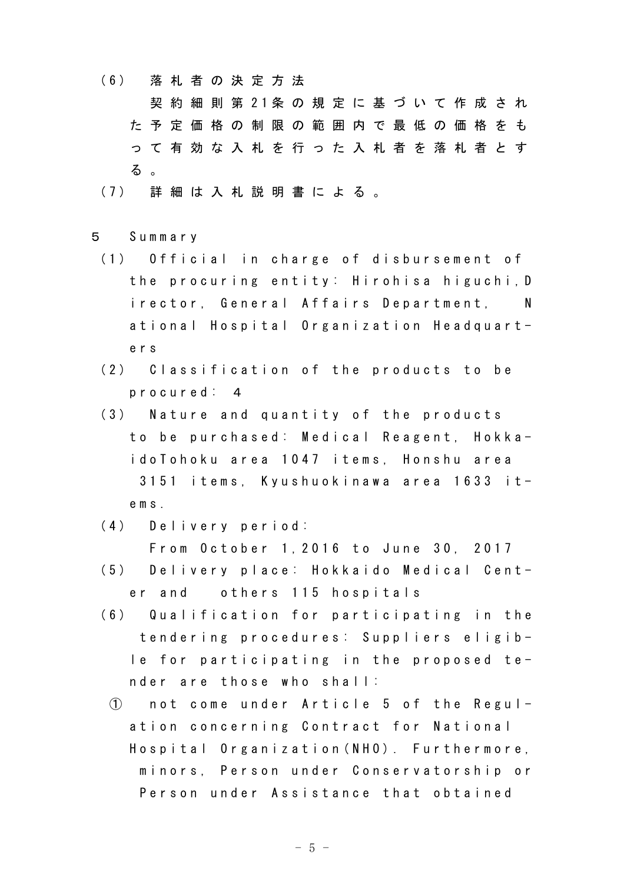（6） 落札者の決定方法

契約細則第21条の規定に基づいて作成された予定価格の制限の範囲内で最低の価格をもって有効な入札を行った入札者を落札者とする。

（7） 詳細は入札説明書による。

5 Summary

（1） Official in charge of disbursement of the procuring entity: Hirohisa higuchi, Director, General Affairs Department, National Hospital Organization Headquarters

（2） Classification of the products to be procured: 4

（3） Nature and quantity of the products to be purchased: Medical Reagent, HokkaidoTohoku area 1047 items, Honshu area 3151 items, Kyushuokinawa area 1633 items.

（4） Delivery period:
From October 1, 2016 to June 30, 2017

（5） Delivery place: Hokkaido Medical Center and others 115 hospitals

（6） Qualification for participating in the tendering procedures: Suppliers eligible for participating in the proposed tender are those who shall:

① not come under Article 5 of the Regulation concerning Contract for National Hospital Organization(NHO). Furthermore, minors, Person under Conservatorship or Person under Assistance that obtained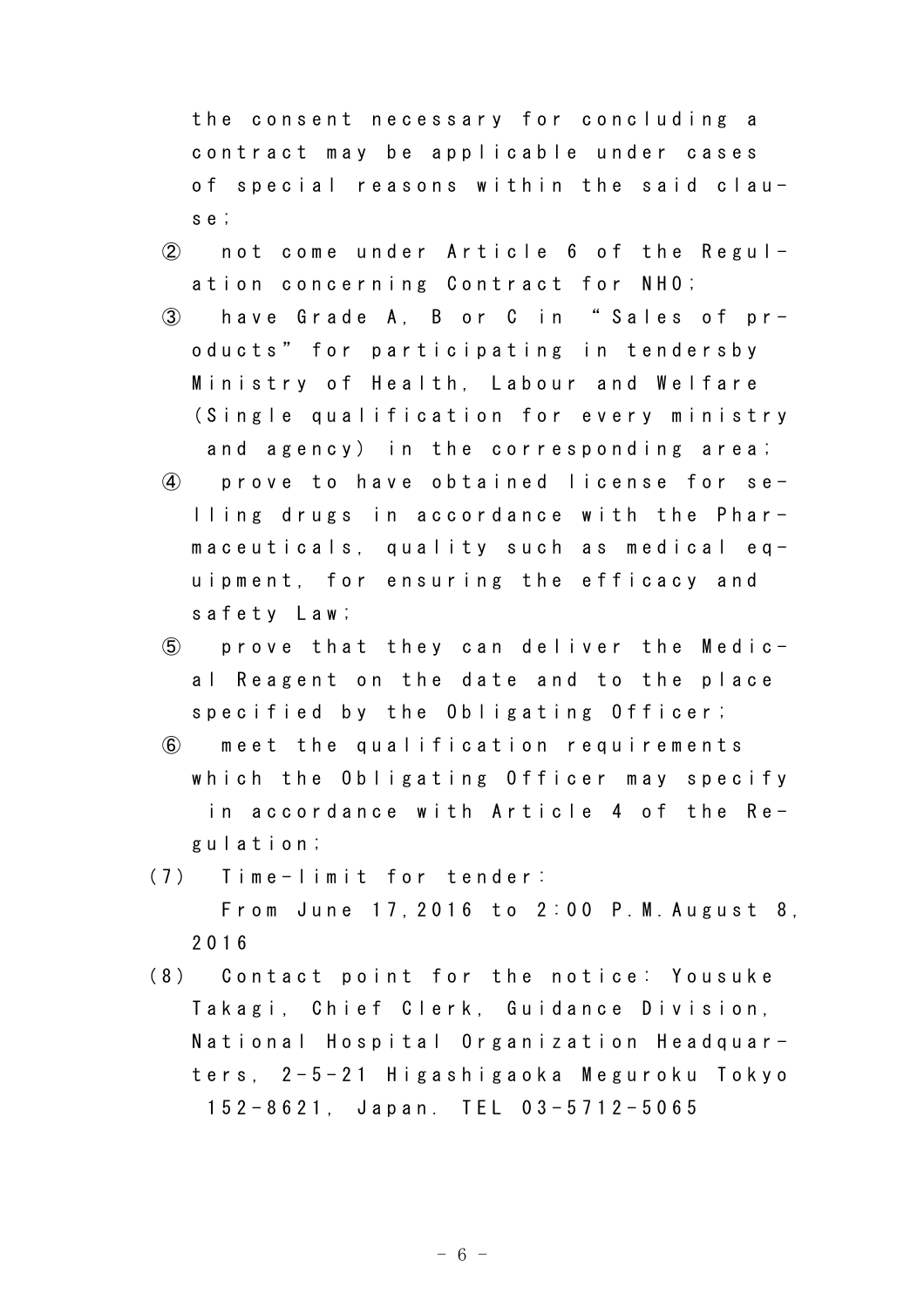the consent necessary for concluding a contract may be applicable under cases of special reasons within the said clause;

② not come under Article 6 of the Regulation concerning Contract for NHO;

③ have Grade A, B or C in "Sales of products" for participating in tendersby Ministry of Health, Labour and Welfare (Single qualification for every ministry and agency) in the corresponding area;

④ prove to have obtained license for selling drugs in accordance with the Pharmaceuticals, quality such as medical equipment, for ensuring the efficacy and safety Law;

⑤ prove that they can deliver the Medical Reagent on the date and to the place specified by the Obligating Officer;

⑥ meet the qualification requirements which the Obligating Officer may specify in accordance with Article 4 of the Regulation;

(7) Time-limit for tender:
From June 17,2016 to 2:00 P.M.August 8, 2016

(8) Contact point for the notice: Yousuke Takagi, Chief Clerk, Guidance Division, National Hospital Organization Headquarters, 2-5-21 Higashigaoka Meguroku Tokyo 152-8621, Japan. TEL 03-5712-5065